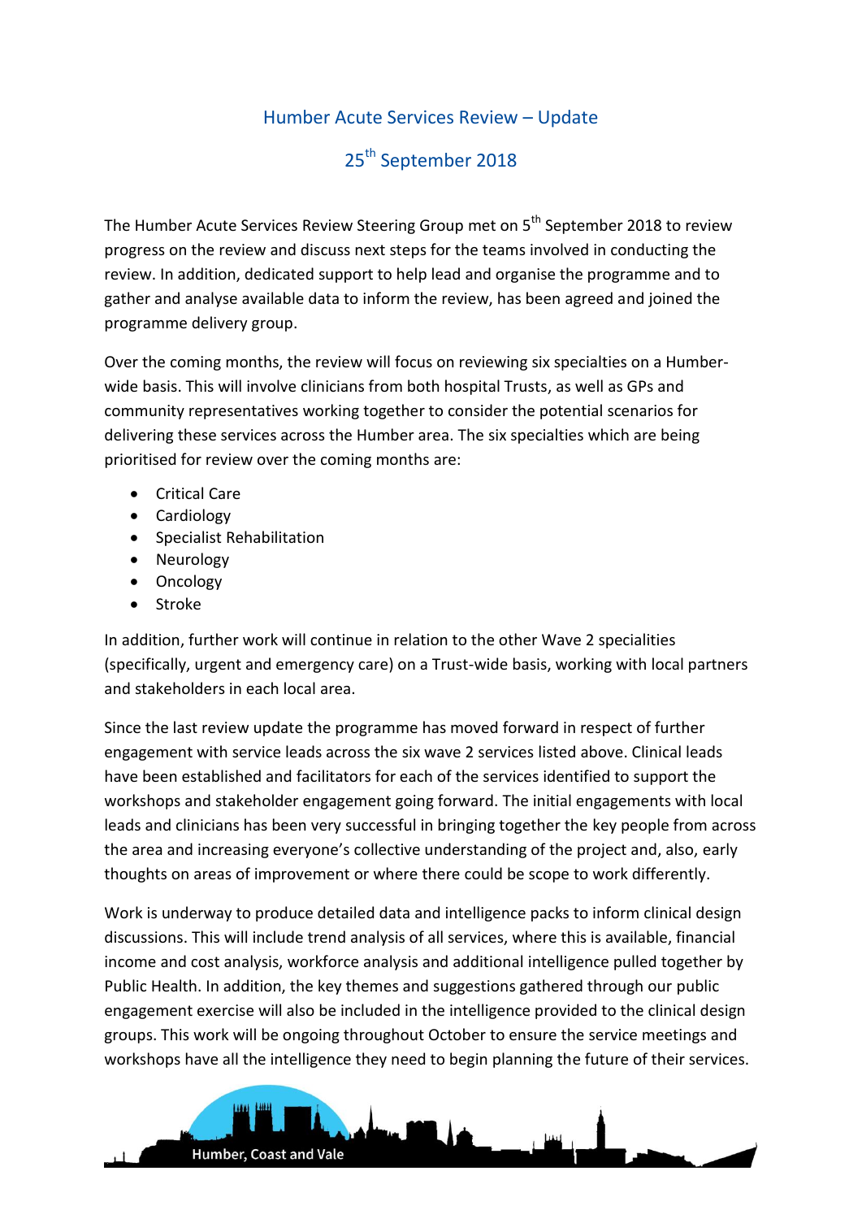# Humber Acute Services Review – Update

## 25th September 2018

The Humber Acute Services Review Steering Group met on 5th September 2018 to review progress on the review and discuss next steps for the teams involved in conducting the review. In addition, dedicated support to help lead and organise the programme and to gather and analyse available data to inform the review, has been agreed and joined the programme delivery group.

Over the coming months, the review will focus on reviewing six specialties on a Humber-wide basis. This will involve clinicians from both hospital Trusts, as well as GPs and community representatives working together to consider the potential scenarios for delivering these services across the Humber area. The six specialties which are being prioritised for review over the coming months are:

- Critical Care
- Cardiology
- Specialist Rehabilitation
- Neurology
- Oncology
- Stroke

In addition, further work will continue in relation to the other Wave 2 specialities (specifically, urgent and emergency care) on a Trust-wide basis, working with local partners and stakeholders in each local area.

Since the last review update the programme has moved forward in respect of further engagement with service leads across the six wave 2 services listed above. Clinical leads have been established and facilitators for each of the services identified to support the workshops and stakeholder engagement going forward. The initial engagements with local leads and clinicians has been very successful in bringing together the key people from across the area and increasing everyone's collective understanding of the project and, also, early thoughts on areas of improvement or where there could be scope to work differently.

Work is underway to produce detailed data and intelligence packs to inform clinical design discussions. This will include trend analysis of all services, where this is available, financial income and cost analysis, workforce analysis and additional intelligence pulled together by Public Health. In addition, the key themes and suggestions gathered through our public engagement exercise will also be included in the intelligence provided to the clinical design groups. This work will be ongoing throughout October to ensure the service meetings and workshops have all the intelligence they need to begin planning the future of their services.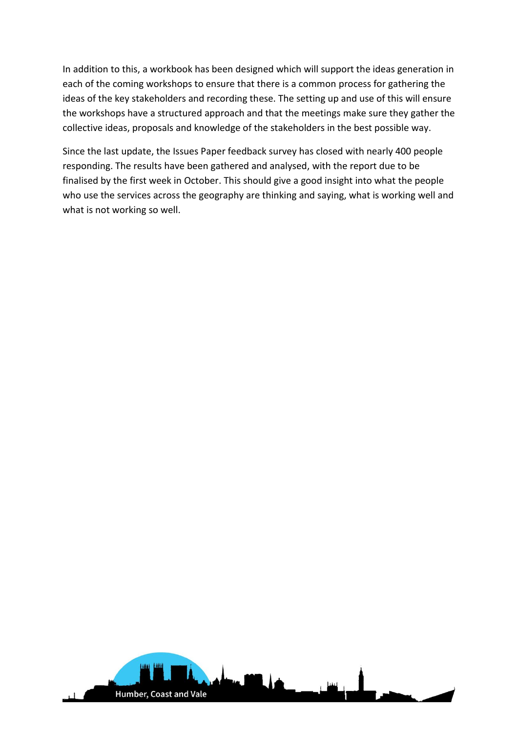In addition to this, a workbook has been designed which will support the ideas generation in each of the coming workshops to ensure that there is a common process for gathering the ideas of the key stakeholders and recording these. The setting up and use of this will ensure the workshops have a structured approach and that the meetings make sure they gather the collective ideas, proposals and knowledge of the stakeholders in the best possible way.

Since the last update, the Issues Paper feedback survey has closed with nearly 400 people responding. The results have been gathered and analysed, with the report due to be finalised by the first week in October. This should give a good insight into what the people who use the services across the geography are thinking and saying, what is working well and what is not working so well.